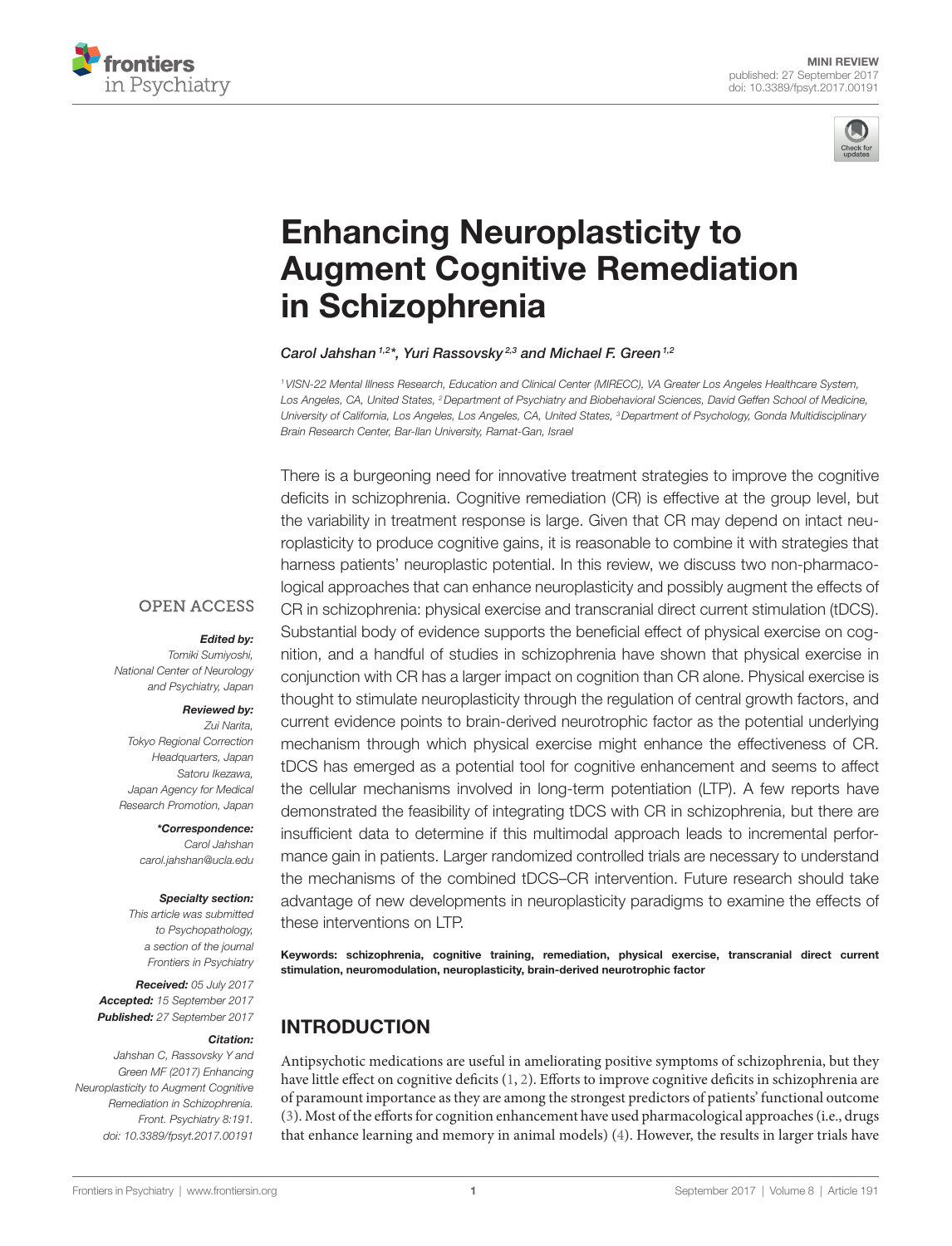MINI REVIEW
published: 27 September 2017
doi: 10.3389/fpsyt.2017.00191

# Enhancing Neuroplasticity to Augment Cognitive Remediation in Schizophrenia

*Carol Jahshan [1,2]*, Yuri Rassovsky [2,3] and Michael F. Green [1,2]*

[1] VISN-22 Mental Illness Research, Education and Clinical Center (MIRECC), VA Greater Los Angeles Healthcare System, Los Angeles, CA, United States, [2] Department of Psychiatry and Biobehavioral Sciences, David Geffen School of Medicine, University of California, Los Angeles, Los Angeles, CA, United States, [3] Department of Psychology, Gonda Multidisciplinary Brain Research Center, Bar-Ilan University, Ramat-Gan, Israel

There is a burgeoning need for innovative treatment strategies to improve the cognitive deficits in schizophrenia. Cognitive remediation (CR) is effective at the group level, but the variability in treatment response is large. Given that CR may depend on intact neuroplasticity to produce cognitive gains, it is reasonable to combine it with strategies that harness patients' neuroplastic potential. In this review, we discuss two non-pharmacological approaches that can enhance neuroplasticity and possibly augment the effects of CR in schizophrenia: physical exercise and transcranial direct current stimulation (tDCS). Substantial body of evidence supports the beneficial effect of physical exercise on cognition, and a handful of studies in schizophrenia have shown that physical exercise in conjunction with CR has a larger impact on cognition than CR alone. Physical exercise is thought to stimulate neuroplasticity through the regulation of central growth factors, and current evidence points to brain-derived neurotrophic factor as the potential underlying mechanism through which physical exercise might enhance the effectiveness of CR. tDCS has emerged as a potential tool for cognitive enhancement and seems to affect the cellular mechanisms involved in long-term potentiation (LTP). A few reports have demonstrated the feasibility of integrating tDCS with CR in schizophrenia, but there are insufficient data to determine if this multimodal approach leads to incremental performance gain in patients. Larger randomized controlled trials are necessary to understand the mechanisms of the combined tDCS–CR intervention. Future research should take advantage of new developments in neuroplasticity paradigms to examine the effects of these interventions on LTP.

**Keywords: schizophrenia, cognitive training, remediation, physical exercise, transcranial direct current stimulation, neuromodulation, neuroplasticity, brain-derived neurotrophic factor**

OPEN ACCESS

***Edited by:***
*Tomiki Sumiyoshi, National Center of Neurology and Psychiatry, Japan*

***Reviewed by:***
*Zui Narita, Tokyo Regional Correction Headquarters, Japan*
*Satoru Ikezawa, Japan Agency for Medical Research Promotion, Japan*

***\*Correspondence:***
*Carol Jahshan*
*carol.jahshan@ucla.edu*

***Specialty section:***
*This article was submitted to Psychopathology, a section of the journal Frontiers in Psychiatry*

***Received:*** *05 July 2017*
***Accepted:*** *15 September 2017*
***Published:*** *27 September 2017*

***Citation:***
*Jahshan C, Rassovsky Y and Green MF (2017) Enhancing Neuroplasticity to Augment Cognitive Remediation in Schizophrenia. Front. Psychiatry 8:191. doi: 10.3389/fpsyt.2017.00191*

## INTRODUCTION

Antipsychotic medications are useful in ameliorating positive symptoms of schizophrenia, but they have little effect on cognitive deficits (1, 2). Efforts to improve cognitive deficits in schizophrenia are of paramount importance as they are among the strongest predictors of patients' functional outcome (3). Most of the efforts for cognition enhancement have used pharmacological approaches (i.e., drugs that enhance learning and memory in animal models) (4). However, the results in larger trials have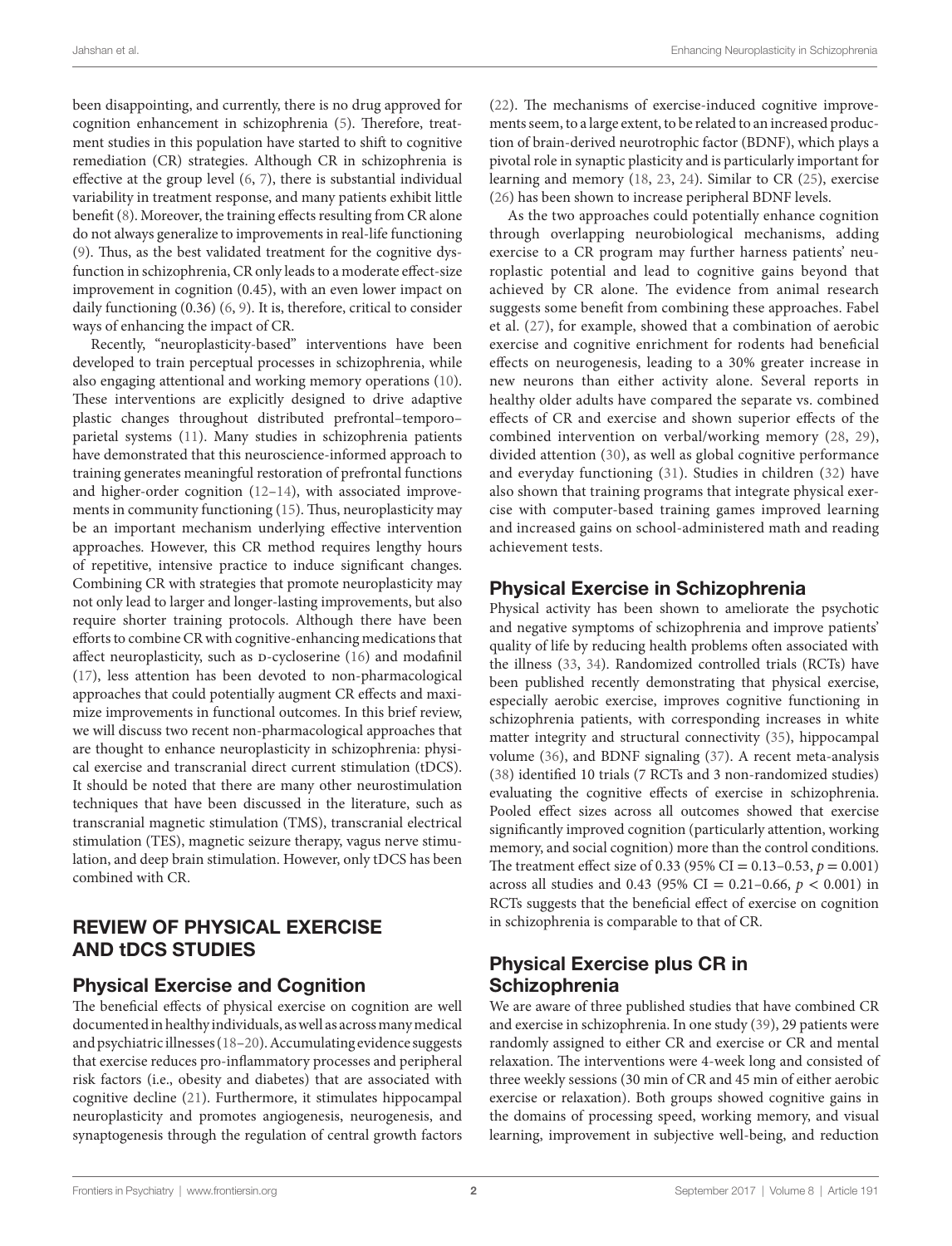been disappointing, and currently, there is no drug approved for cognition enhancement in schizophrenia (5). Therefore, treatment studies in this population have started to shift to cognitive remediation (CR) strategies. Although CR in schizophrenia is effective at the group level (6, 7), there is substantial individual variability in treatment response, and many patients exhibit little benefit (8). Moreover, the training effects resulting from CR alone do not always generalize to improvements in real-life functioning (9). Thus, as the best validated treatment for the cognitive dysfunction in schizophrenia, CR only leads to a moderate effect-size improvement in cognition (0.45), with an even lower impact on daily functioning (0.36) (6, 9). It is, therefore, critical to consider ways of enhancing the impact of CR.

Recently, "neuroplasticity-based" interventions have been developed to train perceptual processes in schizophrenia, while also engaging attentional and working memory operations (10). These interventions are explicitly designed to drive adaptive plastic changes throughout distributed prefrontal–temporo–parietal systems (11). Many studies in schizophrenia patients have demonstrated that this neuroscience-informed approach to training generates meaningful restoration of prefrontal functions and higher-order cognition (12–14), with associated improvements in community functioning (15). Thus, neuroplasticity may be an important mechanism underlying effective intervention approaches. However, this CR method requires lengthy hours of repetitive, intensive practice to induce significant changes. Combining CR with strategies that promote neuroplasticity may not only lead to larger and longer-lasting improvements, but also require shorter training protocols. Although there have been efforts to combine CR with cognitive-enhancing medications that affect neuroplasticity, such as D-cycloserine (16) and modafinil (17), less attention has been devoted to non-pharmacological approaches that could potentially augment CR effects and maximize improvements in functional outcomes. In this brief review, we will discuss two recent non-pharmacological approaches that are thought to enhance neuroplasticity in schizophrenia: physical exercise and transcranial direct current stimulation (tDCS). It should be noted that there are many other neurostimulation techniques that have been discussed in the literature, such as transcranial magnetic stimulation (TMS), transcranial electrical stimulation (TES), magnetic seizure therapy, vagus nerve stimulation, and deep brain stimulation. However, only tDCS has been combined with CR.

## REVIEW OF PHYSICAL EXERCISE AND tDCS STUDIES

### Physical Exercise and Cognition

The beneficial effects of physical exercise on cognition are well documented in healthy individuals, as well as across many medical and psychiatric illnesses (18–20). Accumulating evidence suggests that exercise reduces pro-inflammatory processes and peripheral risk factors (i.e., obesity and diabetes) that are associated with cognitive decline (21). Furthermore, it stimulates hippocampal neuroplasticity and promotes angiogenesis, neurogenesis, and synaptogenesis through the regulation of central growth factors (22). The mechanisms of exercise-induced cognitive improvements seem, to a large extent, to be related to an increased production of brain-derived neurotrophic factor (BDNF), which plays a pivotal role in synaptic plasticity and is particularly important for learning and memory (18, 23, 24). Similar to CR (25), exercise (26) has been shown to increase peripheral BDNF levels.

As the two approaches could potentially enhance cognition through overlapping neurobiological mechanisms, adding exercise to a CR program may further harness patients' neuroplastic potential and lead to cognitive gains beyond that achieved by CR alone. The evidence from animal research suggests some benefit from combining these approaches. Fabel et al. (27), for example, showed that a combination of aerobic exercise and cognitive enrichment for rodents had beneficial effects on neurogenesis, leading to a 30% greater increase in new neurons than either activity alone. Several reports in healthy older adults have compared the separate vs. combined effects of CR and exercise and shown superior effects of the combined intervention on verbal/working memory (28, 29), divided attention (30), as well as global cognitive performance and everyday functioning (31). Studies in children (32) have also shown that training programs that integrate physical exercise with computer-based training games improved learning and increased gains on school-administered math and reading achievement tests.

### Physical Exercise in Schizophrenia

Physical activity has been shown to ameliorate the psychotic and negative symptoms of schizophrenia and improve patients' quality of life by reducing health problems often associated with the illness (33, 34). Randomized controlled trials (RCTs) have been published recently demonstrating that physical exercise, especially aerobic exercise, improves cognitive functioning in schizophrenia patients, with corresponding increases in white matter integrity and structural connectivity (35), hippocampal volume (36), and BDNF signaling (37). A recent meta-analysis (38) identified 10 trials (7 RCTs and 3 non-randomized studies) evaluating the cognitive effects of exercise in schizophrenia. Pooled effect sizes across all outcomes showed that exercise significantly improved cognition (particularly attention, working memory, and social cognition) more than the control conditions. The treatment effect size of 0.33 (95% CI = 0.13–0.53, $p = 0.001$) across all studies and 0.43 (95% CI = 0.21–0.66, $p < 0.001$) in RCTs suggests that the beneficial effect of exercise on cognition in schizophrenia is comparable to that of CR.

### Physical Exercise plus CR in Schizophrenia

We are aware of three published studies that have combined CR and exercise in schizophrenia. In one study (39), 29 patients were randomly assigned to either CR and exercise or CR and mental relaxation. The interventions were 4-week long and consisted of three weekly sessions (30 min of CR and 45 min of either aerobic exercise or relaxation). Both groups showed cognitive gains in the domains of processing speed, working memory, and visual learning, improvement in subjective well-being, and reduction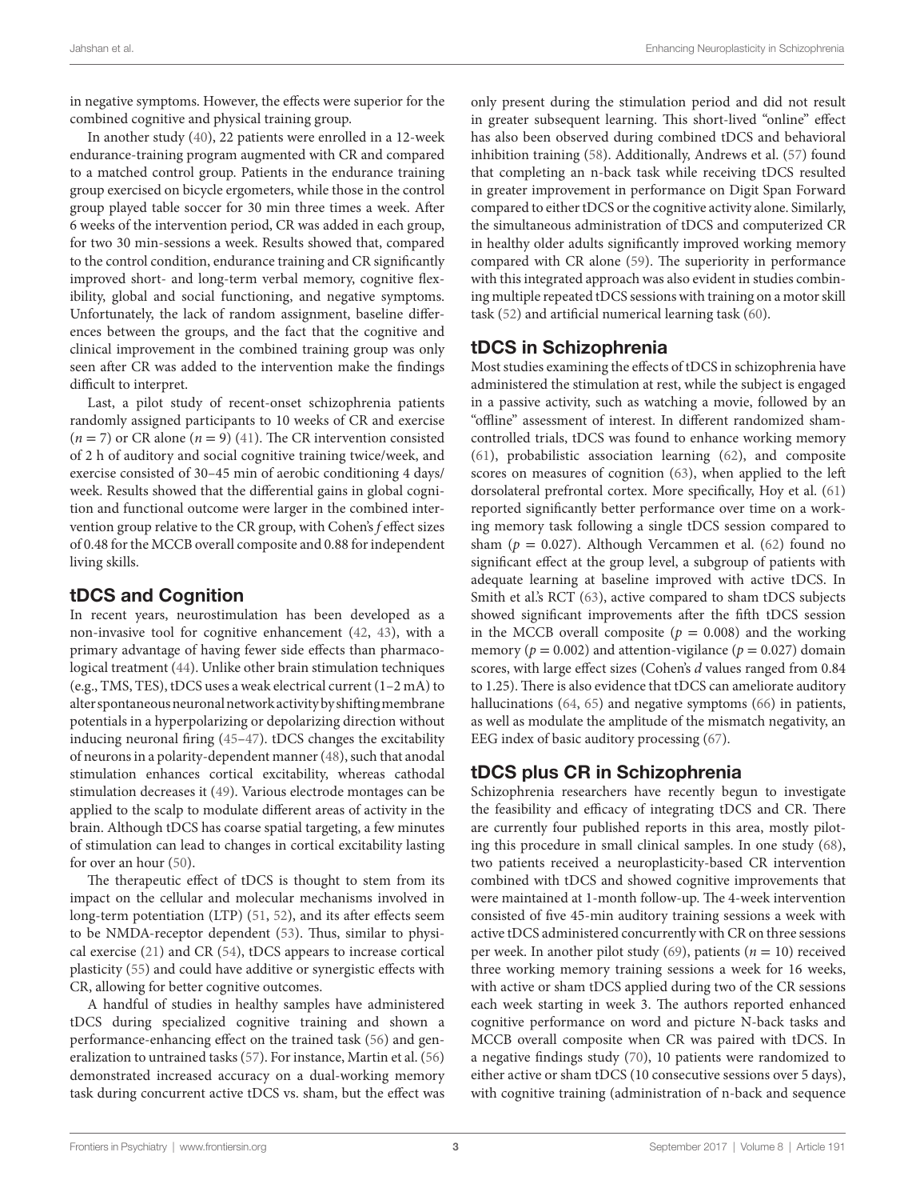in negative symptoms. However, the effects were superior for the combined cognitive and physical training group.

In another study (40), 22 patients were enrolled in a 12-week endurance-training program augmented with CR and compared to a matched control group. Patients in the endurance training group exercised on bicycle ergometers, while those in the control group played table soccer for 30 min three times a week. After 6 weeks of the intervention period, CR was added in each group, for two 30 min-sessions a week. Results showed that, compared to the control condition, endurance training and CR significantly improved short- and long-term verbal memory, cognitive flexibility, global and social functioning, and negative symptoms. Unfortunately, the lack of random assignment, baseline differences between the groups, and the fact that the cognitive and clinical improvement in the combined training group was only seen after CR was added to the intervention make the findings difficult to interpret.

Last, a pilot study of recent-onset schizophrenia patients randomly assigned participants to 10 weeks of CR and exercise ($n = 7$) or CR alone ($n = 9$) (41). The CR intervention consisted of 2 h of auditory and social cognitive training twice/week, and exercise consisted of 30–45 min of aerobic conditioning 4 days/week. Results showed that the differential gains in global cognition and functional outcome were larger in the combined intervention group relative to the CR group, with Cohen's *f* effect sizes of 0.48 for the MCCB overall composite and 0.88 for independent living skills.

## tDCS and Cognition

In recent years, neurostimulation has been developed as a non-invasive tool for cognitive enhancement (42, 43), with a primary advantage of having fewer side effects than pharmacological treatment (44). Unlike other brain stimulation techniques (e.g., TMS, TES), tDCS uses a weak electrical current (1–2 mA) to alter spontaneous neuronal network activity by shifting membrane potentials in a hyperpolarizing or depolarizing direction without inducing neuronal firing (45–47). tDCS changes the excitability of neurons in a polarity-dependent manner (48), such that anodal stimulation enhances cortical excitability, whereas cathodal stimulation decreases it (49). Various electrode montages can be applied to the scalp to modulate different areas of activity in the brain. Although tDCS has coarse spatial targeting, a few minutes of stimulation can lead to changes in cortical excitability lasting for over an hour (50).

The therapeutic effect of tDCS is thought to stem from its impact on the cellular and molecular mechanisms involved in long-term potentiation (LTP) (51, 52), and its after effects seem to be NMDA-receptor dependent (53). Thus, similar to physical exercise (21) and CR (54), tDCS appears to increase cortical plasticity (55) and could have additive or synergistic effects with CR, allowing for better cognitive outcomes.

A handful of studies in healthy samples have administered tDCS during specialized cognitive training and shown a performance-enhancing effect on the trained task (56) and generalization to untrained tasks (57). For instance, Martin et al. (56) demonstrated increased accuracy on a dual-working memory task during concurrent active tDCS vs. sham, but the effect was only present during the stimulation period and did not result in greater subsequent learning. This short-lived "online" effect has also been observed during combined tDCS and behavioral inhibition training (58). Additionally, Andrews et al. (57) found that completing an n-back task while receiving tDCS resulted in greater improvement in performance on Digit Span Forward compared to either tDCS or the cognitive activity alone. Similarly, the simultaneous administration of tDCS and computerized CR in healthy older adults significantly improved working memory compared with CR alone (59). The superiority in performance with this integrated approach was also evident in studies combining multiple repeated tDCS sessions with training on a motor skill task (52) and artificial numerical learning task (60).

## tDCS in Schizophrenia

Most studies examining the effects of tDCS in schizophrenia have administered the stimulation at rest, while the subject is engaged in a passive activity, such as watching a movie, followed by an "offline" assessment of interest. In different randomized sham-controlled trials, tDCS was found to enhance working memory (61), probabilistic association learning (62), and composite scores on measures of cognition (63), when applied to the left dorsolateral prefrontal cortex. More specifically, Hoy et al. (61) reported significantly better performance over time on a working memory task following a single tDCS session compared to sham ($p = 0.027$). Although Vercammen et al. (62) found no significant effect at the group level, a subgroup of patients with adequate learning at baseline improved with active tDCS. In Smith et al.'s RCT (63), active compared to sham tDCS subjects showed significant improvements after the fifth tDCS session in the MCCB overall composite ($p = 0.008$) and the working memory ($p = 0.002$) and attention-vigilance ($p = 0.027$) domain scores, with large effect sizes (Cohen's *d* values ranged from 0.84 to 1.25). There is also evidence that tDCS can ameliorate auditory hallucinations (64, 65) and negative symptoms (66) in patients, as well as modulate the amplitude of the mismatch negativity, an EEG index of basic auditory processing (67).

## tDCS plus CR in Schizophrenia

Schizophrenia researchers have recently begun to investigate the feasibility and efficacy of integrating tDCS and CR. There are currently four published reports in this area, mostly piloting this procedure in small clinical samples. In one study (68), two patients received a neuroplasticity-based CR intervention combined with tDCS and showed cognitive improvements that were maintained at 1-month follow-up. The 4-week intervention consisted of five 45-min auditory training sessions a week with active tDCS administered concurrently with CR on three sessions per week. In another pilot study (69), patients ($n = 10$) received three working memory training sessions a week for 16 weeks, with active or sham tDCS applied during two of the CR sessions each week starting in week 3. The authors reported enhanced cognitive performance on word and picture N-back tasks and MCCB overall composite when CR was paired with tDCS. In a negative findings study (70), 10 patients were randomized to either active or sham tDCS (10 consecutive sessions over 5 days), with cognitive training (administration of n-back and sequence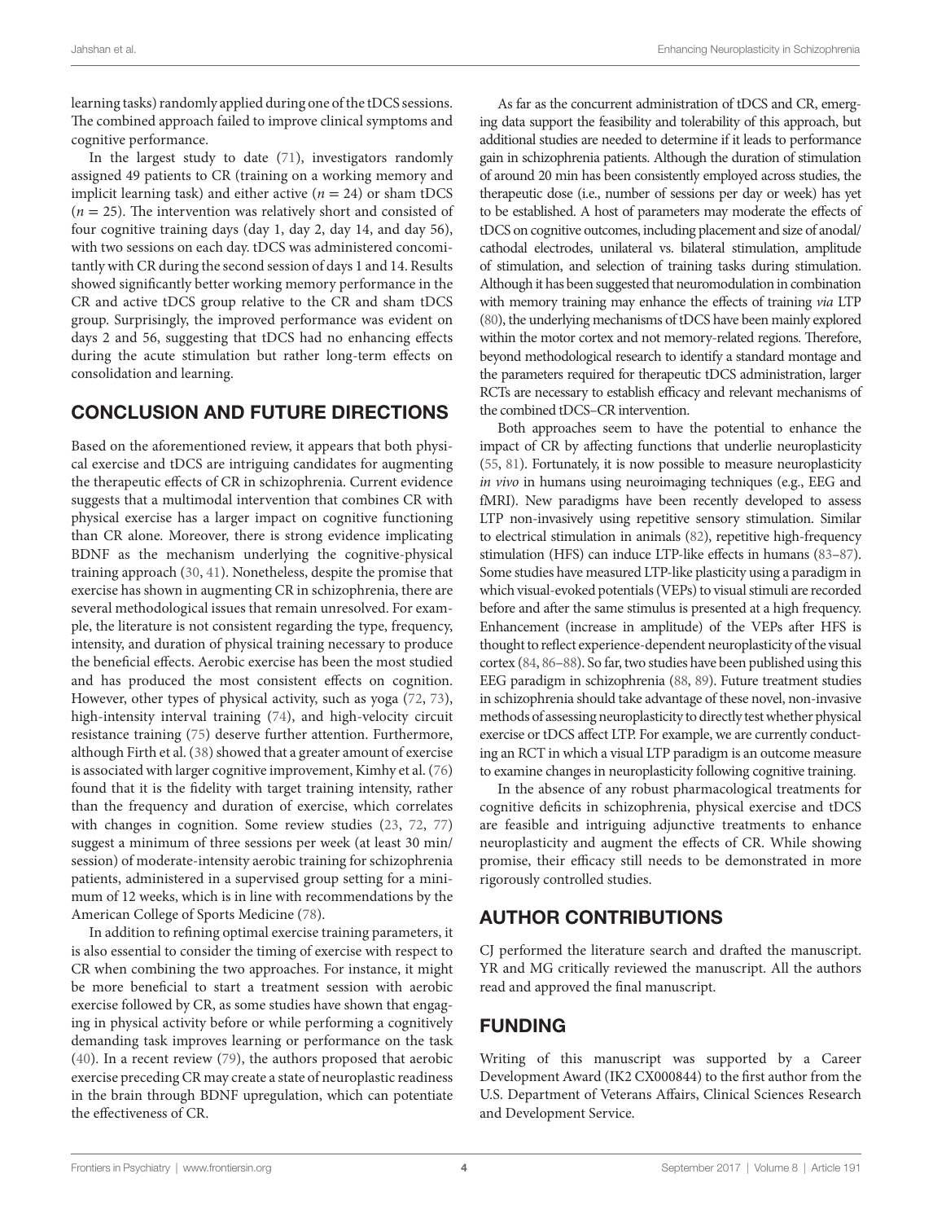learning tasks) randomly applied during one of the tDCS sessions. The combined approach failed to improve clinical symptoms and cognitive performance.

In the largest study to date (71), investigators randomly assigned 49 patients to CR (training on a working memory and implicit learning task) and either active ($n = 24$) or sham tDCS ($n = 25$). The intervention was relatively short and consisted of four cognitive training days (day 1, day 2, day 14, and day 56), with two sessions on each day. tDCS was administered concomitantly with CR during the second session of days 1 and 14. Results showed significantly better working memory performance in the CR and active tDCS group relative to the CR and sham tDCS group. Surprisingly, the improved performance was evident on days 2 and 56, suggesting that tDCS had no enhancing effects during the acute stimulation but rather long-term effects on consolidation and learning.

## CONCLUSION AND FUTURE DIRECTIONS

Based on the aforementioned review, it appears that both physical exercise and tDCS are intriguing candidates for augmenting the therapeutic effects of CR in schizophrenia. Current evidence suggests that a multimodal intervention that combines CR with physical exercise has a larger impact on cognitive functioning than CR alone. Moreover, there is strong evidence implicating BDNF as the mechanism underlying the cognitive-physical training approach (30, 41). Nonetheless, despite the promise that exercise has shown in augmenting CR in schizophrenia, there are several methodological issues that remain unresolved. For example, the literature is not consistent regarding the type, frequency, intensity, and duration of physical training necessary to produce the beneficial effects. Aerobic exercise has been the most studied and has produced the most consistent effects on cognition. However, other types of physical activity, such as yoga (72, 73), high-intensity interval training (74), and high-velocity circuit resistance training (75) deserve further attention. Furthermore, although Firth et al. (38) showed that a greater amount of exercise is associated with larger cognitive improvement, Kimhy et al. (76) found that it is the fidelity with target training intensity, rather than the frequency and duration of exercise, which correlates with changes in cognition. Some review studies (23, 72, 77) suggest a minimum of three sessions per week (at least 30 min/session) of moderate-intensity aerobic training for schizophrenia patients, administered in a supervised group setting for a minimum of 12 weeks, which is in line with recommendations by the American College of Sports Medicine (78).

In addition to refining optimal exercise training parameters, it is also essential to consider the timing of exercise with respect to CR when combining the two approaches. For instance, it might be more beneficial to start a treatment session with aerobic exercise followed by CR, as some studies have shown that engaging in physical activity before or while performing a cognitively demanding task improves learning or performance on the task (40). In a recent review (79), the authors proposed that aerobic exercise preceding CR may create a state of neuroplastic readiness in the brain through BDNF upregulation, which can potentiate the effectiveness of CR.

As far as the concurrent administration of tDCS and CR, emerging data support the feasibility and tolerability of this approach, but additional studies are needed to determine if it leads to performance gain in schizophrenia patients. Although the duration of stimulation of around 20 min has been consistently employed across studies, the therapeutic dose (i.e., number of sessions per day or week) has yet to be established. A host of parameters may moderate the effects of tDCS on cognitive outcomes, including placement and size of anodal/cathodal electrodes, unilateral vs. bilateral stimulation, amplitude of stimulation, and selection of training tasks during stimulation. Although it has been suggested that neuromodulation in combination with memory training may enhance the effects of training *via* LTP (80), the underlying mechanisms of tDCS have been mainly explored within the motor cortex and not memory-related regions. Therefore, beyond methodological research to identify a standard montage and the parameters required for therapeutic tDCS administration, larger RCTs are necessary to establish efficacy and relevant mechanisms of the combined tDCS–CR intervention.

Both approaches seem to have the potential to enhance the impact of CR by affecting functions that underlie neuroplasticity (55, 81). Fortunately, it is now possible to measure neuroplasticity *in vivo* in humans using neuroimaging techniques (e.g., EEG and fMRI). New paradigms have been recently developed to assess LTP non-invasively using repetitive sensory stimulation. Similar to electrical stimulation in animals (82), repetitive high-frequency stimulation (HFS) can induce LTP-like effects in humans (83–87). Some studies have measured LTP-like plasticity using a paradigm in which visual-evoked potentials (VEPs) to visual stimuli are recorded before and after the same stimulus is presented at a high frequency. Enhancement (increase in amplitude) of the VEPs after HFS is thought to reflect experience-dependent neuroplasticity of the visual cortex (84, 86–88). So far, two studies have been published using this EEG paradigm in schizophrenia (88, 89). Future treatment studies in schizophrenia should take advantage of these novel, non-invasive methods of assessing neuroplasticity to directly test whether physical exercise or tDCS affect LTP. For example, we are currently conducting an RCT in which a visual LTP paradigm is an outcome measure to examine changes in neuroplasticity following cognitive training.

In the absence of any robust pharmacological treatments for cognitive deficits in schizophrenia, physical exercise and tDCS are feasible and intriguing adjunctive treatments to enhance neuroplasticity and augment the effects of CR. While showing promise, their efficacy still needs to be demonstrated in more rigorously controlled studies.

## AUTHOR CONTRIBUTIONS

CJ performed the literature search and drafted the manuscript. YR and MG critically reviewed the manuscript. All the authors read and approved the final manuscript.

## FUNDING

Writing of this manuscript was supported by a Career Development Award (IK2 CX000844) to the first author from the U.S. Department of Veterans Affairs, Clinical Sciences Research and Development Service.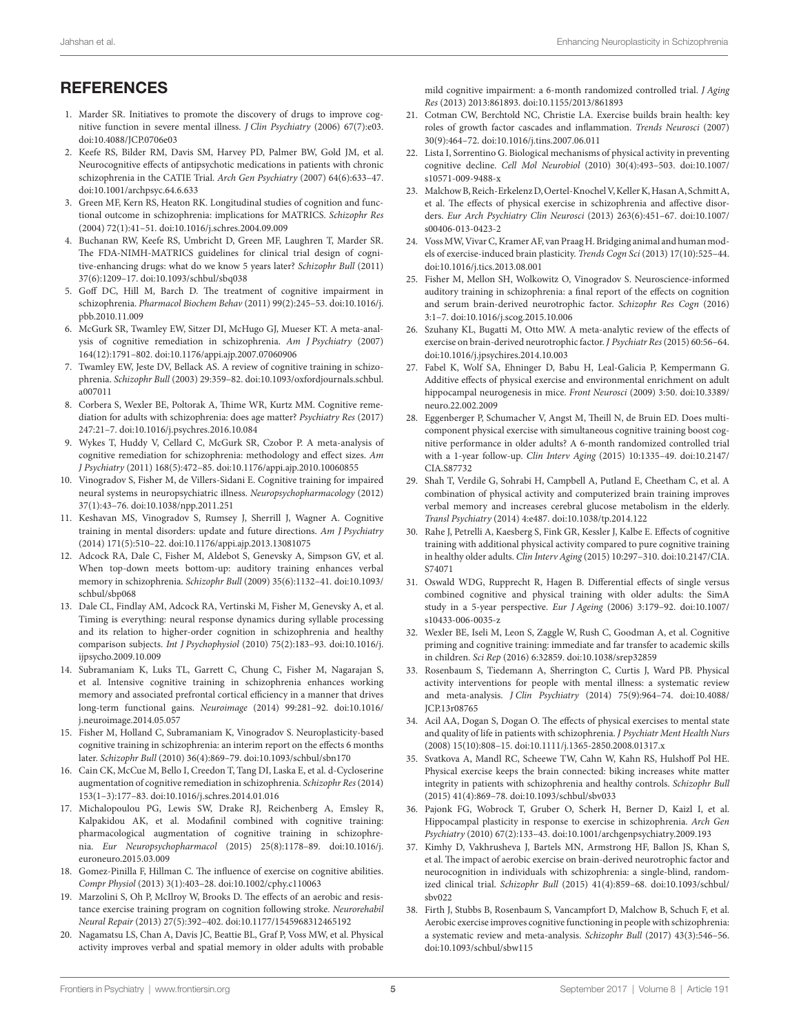## REFERENCES

1. Marder SR. Initiatives to promote the discovery of drugs to improve cognitive function in severe mental illness. *J Clin Psychiatry* (2006) 67(7):e03. doi:10.4088/JCP.0706e03
2. Keefe RS, Bilder RM, Davis SM, Harvey PD, Palmer BW, Gold JM, et al. Neurocognitive effects of antipsychotic medications in patients with chronic schizophrenia in the CATIE Trial. *Arch Gen Psychiatry* (2007) 64(6):633–47. doi:10.1001/archpsyc.64.6.633
3. Green MF, Kern RS, Heaton RK. Longitudinal studies of cognition and functional outcome in schizophrenia: implications for MATRICS. *Schizophr Res* (2004) 72(1):41–51. doi:10.1016/j.schres.2004.09.009
4. Buchanan RW, Keefe RS, Umbricht D, Green MF, Laughren T, Marder SR. The FDA-NIMH-MATRICS guidelines for clinical trial design of cognitive-enhancing drugs: what do we know 5 years later? *Schizophr Bull* (2011) 37(6):1209–17. doi:10.1093/schbul/sbq038
5. Goff DC, Hill M, Barch D. The treatment of cognitive impairment in schizophrenia. *Pharmacol Biochem Behav* (2011) 99(2):245–53. doi:10.1016/j.pbb.2010.11.009
6. McGurk SR, Twamley EW, Sitzer DI, McHugo GJ, Mueser KT. A meta-analysis of cognitive remediation in schizophrenia. *Am J Psychiatry* (2007) 164(12):1791–802. doi:10.1176/appi.ajp.2007.07060906
7. Twamley EW, Jeste DV, Bellack AS. A review of cognitive training in schizophrenia. *Schizophr Bull* (2003) 29:359–82. doi:10.1093/oxfordjournals.schbul.a007011
8. Corbera S, Wexler BE, Poltorak A, Thime WR, Kurtz MM. Cognitive remediation for adults with schizophrenia: does age matter? *Psychiatry Res* (2017) 247:21–7. doi:10.1016/j.psychres.2016.10.084
9. Wykes T, Huddy V, Cellard C, McGurk SR, Czobor P. A meta-analysis of cognitive remediation for schizophrenia: methodology and effect sizes. *Am J Psychiatry* (2011) 168(5):472–85. doi:10.1176/appi.ajp.2010.10060855
10. Vinogradov S, Fisher M, de Villers-Sidani E. Cognitive training for impaired neural systems in neuropsychiatric illness. *Neuropsychopharmacology* (2012) 37(1):43–76. doi:10.1038/npp.2011.251
11. Keshavan MS, Vinogradov S, Rumsey J, Sherrill J, Wagner A. Cognitive training in mental disorders: update and future directions. *Am J Psychiatry* (2014) 171(5):510–22. doi:10.1176/appi.ajp.2013.13081075
12. Adcock RA, Dale C, Fisher M, Aldebot S, Genevsky A, Simpson GV, et al. When top-down meets bottom-up: auditory training enhances verbal memory in schizophrenia. *Schizophr Bull* (2009) 35(6):1132–41. doi:10.1093/schbul/sbp068
13. Dale CL, Findlay AM, Adcock RA, Vertinski M, Fisher M, Genevsky A, et al. Timing is everything: neural response dynamics during syllable processing and its relation to higher-order cognition in schizophrenia and healthy comparison subjects. *Int J Psychophysiol* (2010) 75(2):183–93. doi:10.1016/j.ijpsycho.2009.10.009
14. Subramaniam K, Luks TL, Garrett C, Chung C, Fisher M, Nagarajan S, et al. Intensive cognitive training in schizophrenia enhances working memory and associated prefrontal cortical efficiency in a manner that drives long-term functional gains. *Neuroimage* (2014) 99:281–92. doi:10.1016/j.neuroimage.2014.05.057
15. Fisher M, Holland C, Subramaniam K, Vinogradov S. Neuroplasticity-based cognitive training in schizophrenia: an interim report on the effects 6 months later. *Schizophr Bull* (2010) 36(4):869–79. doi:10.1093/schbul/sbn170
16. Cain CK, McCue M, Bello I, Creedon T, Tang DI, Laska E, et al. d-Cycloserine augmentation of cognitive remediation in schizophrenia. *Schizophr Res* (2014) 153(1–3):177–83. doi:10.1016/j.schres.2014.01.016
17. Michalopoulou PG, Lewis SW, Drake RJ, Reichenberg A, Emsley R, Kalpakidou AK, et al. Modafinil combined with cognitive training: pharmacological augmentation of cognitive training in schizophrenia. *Eur Neuropsychopharmacol* (2015) 25(8):1178–89. doi:10.1016/j.euroneuro.2015.03.009
18. Gomez-Pinilla F, Hillman C. The influence of exercise on cognitive abilities. *Compr Physiol* (2013) 3(1):403–28. doi:10.1002/cphy.c110063
19. Marzolini S, Oh P, McIlroy W, Brooks D. The effects of an aerobic and resistance exercise training program on cognition following stroke. *Neurorehabil Neural Repair* (2013) 27(5):392–402. doi:10.1177/1545968312465192
20. Nagamatsu LS, Chan A, Davis JC, Beattie BL, Graf P, Voss MW, et al. Physical activity improves verbal and spatial memory in older adults with probable mild cognitive impairment: a 6-month randomized controlled trial. *J Aging Res* (2013) 2013:861893. doi:10.1155/2013/861893
21. Cotman CW, Berchtold NC, Christie LA. Exercise builds brain health: key roles of growth factor cascades and inflammation. *Trends Neurosci* (2007) 30(9):464–72. doi:10.1016/j.tins.2007.06.011
22. Lista I, Sorrentino G. Biological mechanisms of physical activity in preventing cognitive decline. *Cell Mol Neurobiol* (2010) 30(4):493–503. doi:10.1007/s10571-009-9488-x
23. Malchow B, Reich-Erkelenz D, Oertel-Knochel V, Keller K, Hasan A, Schmitt A, et al. The effects of physical exercise in schizophrenia and affective disorders. *Eur Arch Psychiatry Clin Neurosci* (2013) 263(6):451–67. doi:10.1007/s00406-013-0423-2
24. Voss MW, Vivar C, Kramer AF, van Praag H. Bridging animal and human models of exercise-induced brain plasticity. *Trends Cogn Sci* (2013) 17(10):525–44. doi:10.1016/j.tics.2013.08.001
25. Fisher M, Mellon SH, Wolkowitz O, Vinogradov S. Neuroscience-informed auditory training in schizophrenia: a final report of the effects on cognition and serum brain-derived neurotrophic factor. *Schizophr Res Cogn* (2016) 3:1–7. doi:10.1016/j.scog.2015.10.006
26. Szuhany KL, Bugatti M, Otto MW. A meta-analytic review of the effects of exercise on brain-derived neurotrophic factor. *J Psychiatr Res* (2015) 60:56–64. doi:10.1016/j.jpsychires.2014.10.003
27. Fabel K, Wolf SA, Ehninger D, Babu H, Leal-Galicia P, Kempermann G. Additive effects of physical exercise and environmental enrichment on adult hippocampal neurogenesis in mice. *Front Neurosci* (2009) 3:50. doi:10.3389/neuro.22.002.2009
28. Eggenberger P, Schumacher V, Angst M, Theill N, de Bruin ED. Does multicomponent physical exercise with simultaneous cognitive training boost cognitive performance in older adults? A 6-month randomized controlled trial with a 1-year follow-up. *Clin Interv Aging* (2015) 10:1335–49. doi:10.2147/CIA.S87732
29. Shah T, Verdile G, Sohrabi H, Campbell A, Putland E, Cheetham C, et al. A combination of physical activity and computerized brain training improves verbal memory and increases cerebral glucose metabolism in the elderly. *Transl Psychiatry* (2014) 4:e487. doi:10.1038/tp.2014.122
30. Rahe J, Petrelli A, Kaesberg S, Fink GR, Kessler J, Kalbe E. Effects of cognitive training with additional physical activity compared to pure cognitive training in healthy older adults. *Clin Interv Aging* (2015) 10:297–310. doi:10.2147/CIA.S74071
31. Oswald WDG, Rupprecht R, Hagen B. Differential effects of single versus combined cognitive and physical training with older adults: the SimA study in a 5-year perspective. *Eur J Ageing* (2006) 3:179–92. doi:10.1007/s10433-006-0035-z
32. Wexler BE, Iseli M, Leon S, Zaggle W, Rush C, Goodman A, et al. Cognitive priming and cognitive training: immediate and far transfer to academic skills in children. *Sci Rep* (2016) 6:32859. doi:10.1038/srep32859
33. Rosenbaum S, Tiedemann A, Sherrington C, Curtis J, Ward PB. Physical activity interventions for people with mental illness: a systematic review and meta-analysis. *J Clin Psychiatry* (2014) 75(9):964–74. doi:10.4088/JCP.13r08765
34. Acil AA, Dogan S, Dogan O. The effects of physical exercises to mental state and quality of life in patients with schizophrenia. *J Psychiatr Ment Health Nurs* (2008) 15(10):808–15. doi:10.1111/j.1365-2850.2008.01317.x
35. Svatkova A, Mandl RC, Scheewe TW, Cahn W, Kahn RS, Hulshoff Pol HE. Physical exercise keeps the brain connected: biking increases white matter integrity in patients with schizophrenia and healthy controls. *Schizophr Bull* (2015) 41(4):869–78. doi:10.1093/schbul/sbv033
36. Pajonk FG, Wobrock T, Gruber O, Scherk H, Berner D, Kaizl I, et al. Hippocampal plasticity in response to exercise in schizophrenia. *Arch Gen Psychiatry* (2010) 67(2):133–43. doi:10.1001/archgenpsychiatry.2009.193
37. Kimhy D, Vakhrusheva J, Bartels MN, Armstrong HF, Ballon JS, Khan S, et al. The impact of aerobic exercise on brain-derived neurotrophic factor and neurocognition in individuals with schizophrenia: a single-blind, randomized clinical trial. *Schizophr Bull* (2015) 41(4):859–68. doi:10.1093/schbul/sbv022
38. Firth J, Stubbs B, Rosenbaum S, Vancampfort D, Malchow B, Schuch F, et al. Aerobic exercise improves cognitive functioning in people with schizophrenia: a systematic review and meta-analysis. *Schizophr Bull* (2017) 43(3):546–56. doi:10.1093/schbul/sbw115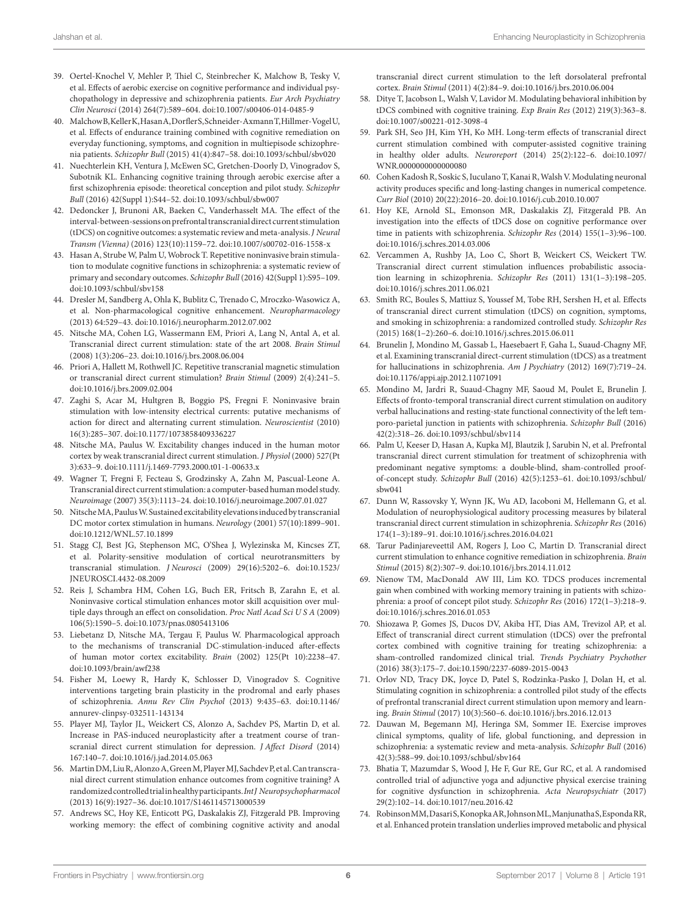39. Oertel-Knochel V, Mehler P, Thiel C, Steinbrecher K, Malchow B, Tesky V, et al. Effects of aerobic exercise on cognitive performance and individual psychopathology in depressive and schizophrenia patients. *Eur Arch Psychiatry Clin Neurosci* (2014) 264(7):589–604. doi:10.1007/s00406-014-0485-9
40. Malchow B, Keller K, Hasan A, Dorfler S, Schneider-Axmann T, Hillmer-Vogel U, et al. Effects of endurance training combined with cognitive remediation on everyday functioning, symptoms, and cognition in multiepisode schizophrenia patients. *Schizophr Bull* (2015) 41(4):847–58. doi:10.1093/schbul/sbv020
41. Nuechterlein KH, Ventura J, McEwen SC, Gretchen-Doorly D, Vinogradov S, Subotnik KL. Enhancing cognitive training through aerobic exercise after a first schizophrenia episode: theoretical conception and pilot study. *Schizophr Bull* (2016) 42(Suppl 1):S44–52. doi:10.1093/schbul/sbw007
42. Dedoncker J, Brunoni AR, Baeken C, Vanderhasselt MA. The effect of the interval-between-sessions on prefrontal transcranial direct current stimulation (tDCS) on cognitive outcomes: a systematic review and meta-analysis. *J Neural Transm (Vienna)* (2016) 123(10):1159–72. doi:10.1007/s00702-016-1558-x
43. Hasan A, Strube W, Palm U, Wobrock T. Repetitive noninvasive brain stimulation to modulate cognitive functions in schizophrenia: a systematic review of primary and secondary outcomes. *Schizophr Bull* (2016) 42(Suppl 1):S95–109. doi:10.1093/schbul/sbv158
44. Dresler M, Sandberg A, Ohla K, Bublitz C, Trenado C, Mroczko-Wasowicz A, et al. Non-pharmacological cognitive enhancement. *Neuropharmacology* (2013) 64:529–43. doi:10.1016/j.neuropharm.2012.07.002
45. Nitsche MA, Cohen LG, Wassermann EM, Priori A, Lang N, Antal A, et al. Transcranial direct current stimulation: state of the art 2008. *Brain Stimul* (2008) 1(3):206–23. doi:10.1016/j.brs.2008.06.004
46. Priori A, Hallett M, Rothwell JC. Repetitive transcranial magnetic stimulation or transcranial direct current stimulation? *Brain Stimul* (2009) 2(4):241–5. doi:10.1016/j.brs.2009.02.004
47. Zaghi S, Acar M, Hultgren B, Boggio PS, Fregni F. Noninvasive brain stimulation with low-intensity electrical currents: putative mechanisms of action for direct and alternating current stimulation. *Neuroscientist* (2010) 16(3):285–307. doi:10.1177/1073858409336227
48. Nitsche MA, Paulus W. Excitability changes induced in the human motor cortex by weak transcranial direct current stimulation. *J Physiol* (2000) 527(Pt 3):633–9. doi:10.1111/j.1469-7793.2000.t01-1-00633.x
49. Wagner T, Fregni F, Fecteau S, Grodzinsky A, Zahn M, Pascual-Leone A. Transcranial direct current stimulation: a computer-based human model study. *Neuroimage* (2007) 35(3):1113–24. doi:10.1016/j.neuroimage.2007.01.027
50. Nitsche MA, Paulus W. Sustained excitability elevations induced by transcranial DC motor cortex stimulation in humans. *Neurology* (2001) 57(10):1899–901. doi:10.1212/WNL.57.10.1899
51. Stagg CJ, Best JG, Stephenson MC, O'Shea J, Wylezinska M, Kincses ZT, et al. Polarity-sensitive modulation of cortical neurotransmitters by transcranial stimulation. *J Neurosci* (2009) 29(16):5202–6. doi:10.1523/JNEUROSCI.4432-08.2009
52. Reis J, Schambra HM, Cohen LG, Buch ER, Fritsch B, Zarahn E, et al. Noninvasive cortical stimulation enhances motor skill acquisition over multiple days through an effect on consolidation. *Proc Natl Acad Sci U S A* (2009) 106(5):1590–5. doi:10.1073/pnas.0805413106
53. Liebetanz D, Nitsche MA, Tergau F, Paulus W. Pharmacological approach to the mechanisms of transcranial DC-stimulation-induced after-effects of human motor cortex excitability. *Brain* (2002) 125(Pt 10):2238–47. doi:10.1093/brain/awf238
54. Fisher M, Loewy R, Hardy K, Schlosser D, Vinogradov S. Cognitive interventions targeting brain plasticity in the prodromal and early phases of schizophrenia. *Annu Rev Clin Psychol* (2013) 9:435–63. doi:10.1146/annurev-clinpsy-032511-143134
55. Player MJ, Taylor JL, Weickert CS, Alonzo A, Sachdev PS, Martin D, et al. Increase in PAS-induced neuroplasticity after a treatment course of transcranial direct current stimulation for depression. *J Affect Disord* (2014) 167:140–7. doi:10.1016/j.jad.2014.05.063
56. Martin DM, Liu R, Alonzo A, Green M, Player MJ, Sachdev P, et al. Can transcranial direct current stimulation enhance outcomes from cognitive training? A randomized controlled trial in healthy participants. *Int J Neuropsychopharmacol* (2013) 16(9):1927–36. doi:10.1017/S1461145713000539
57. Andrews SC, Hoy KE, Enticott PG, Daskalakis ZJ, Fitzgerald PB. Improving working memory: the effect of combining cognitive activity and anodal transcranial direct current stimulation to the left dorsolateral prefrontal cortex. *Brain Stimul* (2011) 4(2):84–9. doi:10.1016/j.brs.2010.06.004
58. Ditye T, Jacobson L, Walsh V, Lavidor M. Modulating behavioral inhibition by tDCS combined with cognitive training. *Exp Brain Res* (2012) 219(3):363–8. doi:10.1007/s00221-012-3098-4
59. Park SH, Seo JH, Kim YH, Ko MH. Long-term effects of transcranial direct current stimulation combined with computer-assisted cognitive training in healthy older adults. *Neuroreport* (2014) 25(2):122–6. doi:10.1097/WNR.0000000000000080
60. Cohen Kadosh R, Soskic S, Iuculano T, Kanai R, Walsh V. Modulating neuronal activity produces specific and long-lasting changes in numerical competence. *Curr Biol* (2010) 20(22):2016–20. doi:10.1016/j.cub.2010.10.007
61. Hoy KE, Arnold SL, Emonson MR, Daskalakis ZJ, Fitzgerald PB. An investigation into the effects of tDCS dose on cognitive performance over time in patients with schizophrenia. *Schizophr Res* (2014) 155(1–3):96–100. doi:10.1016/j.schres.2014.03.006
62. Vercammen A, Rushby JA, Loo C, Short B, Weickert CS, Weickert TW. Transcranial direct current stimulation influences probabilistic association learning in schizophrenia. *Schizophr Res* (2011) 131(1–3):198–205. doi:10.1016/j.schres.2011.06.021
63. Smith RC, Boules S, Mattiuz S, Youssef M, Tobe RH, Sershen H, et al. Effects of transcranial direct current stimulation (tDCS) on cognition, symptoms, and smoking in schizophrenia: a randomized controlled study. *Schizophr Res* (2015) 168(1–2):260–6. doi:10.1016/j.schres.2015.06.011
64. Brunelin J, Mondino M, Gassab L, Haesebaert F, Gaha L, Suaud-Chagny MF, et al. Examining transcranial direct-current stimulation (tDCS) as a treatment for hallucinations in schizophrenia. *Am J Psychiatry* (2012) 169(7):719–24. doi:10.1176/appi.ajp.2012.11071091
65. Mondino M, Jardri R, Suaud-Chagny MF, Saoud M, Poulet E, Brunelin J. Effects of fronto-temporal transcranial direct current stimulation on auditory verbal hallucinations and resting-state functional connectivity of the left temporo-parietal junction in patients with schizophrenia. *Schizophr Bull* (2016) 42(2):318–26. doi:10.1093/schbul/sbv114
66. Palm U, Keeser D, Hasan A, Kupka MJ, Blautzik J, Sarubin N, et al. Prefrontal transcranial direct current stimulation for treatment of schizophrenia with predominant negative symptoms: a double-blind, sham-controlled proof-of-concept study. *Schizophr Bull* (2016) 42(5):1253–61. doi:10.1093/schbul/sbw041
67. Dunn W, Rassovsky Y, Wynn JK, Wu AD, Iacoboni M, Hellemann G, et al. Modulation of neurophysiological auditory processing measures by bilateral transcranial direct current stimulation in schizophrenia. *Schizophr Res* (2016) 174(1–3):189–91. doi:10.1016/j.schres.2016.04.021
68. Tarur Padinjareveettil AM, Rogers J, Loo C, Martin D. Transcranial direct current stimulation to enhance cognitive remediation in schizophrenia. *Brain Stimul* (2015) 8(2):307–9. doi:10.1016/j.brs.2014.11.012
69. Nienow TM, MacDonald AW III, Lim KO. TDCS produces incremental gain when combined with working memory training in patients with schizophrenia: a proof of concept pilot study. *Schizophr Res* (2016) 172(1–3):218–9. doi:10.1016/j.schres.2016.01.053
70. Shiozawa P, Gomes JS, Ducos DV, Akiba HT, Dias AM, Trevizol AP, et al. Effect of transcranial direct current stimulation (tDCS) over the prefrontal cortex combined with cognitive training for treating schizophrenia: a sham-controlled randomized clinical trial. *Trends Psychiatry Psychother* (2016) 38(3):175–7. doi:10.1590/2237-6089-2015-0043
71. Orlov ND, Tracy DK, Joyce D, Patel S, Rodzinka-Pasko J, Dolan H, et al. Stimulating cognition in schizophrenia: a controlled pilot study of the effects of prefrontal transcranial direct current stimulation upon memory and learning. *Brain Stimul* (2017) 10(3):560–6. doi:10.1016/j.brs.2016.12.013
72. Dauwan M, Begemann MJ, Heringa SM, Sommer IE. Exercise improves clinical symptoms, quality of life, global functioning, and depression in schizophrenia: a systematic review and meta-analysis. *Schizophr Bull* (2016) 42(3):588–99. doi:10.1093/schbul/sbv164
73. Bhatia T, Mazumdar S, Wood J, He F, Gur RE, Gur RC, et al. A randomised controlled trial of adjunctive yoga and adjunctive physical exercise training for cognitive dysfunction in schizophrenia. *Acta Neuropsychiatr* (2017) 29(2):102–14. doi:10.1017/neu.2016.42
74. Robinson MM, Dasari S, Konopka AR, Johnson ML, Manjunatha S, Esponda RR, et al. Enhanced protein translation underlies improved metabolic and physical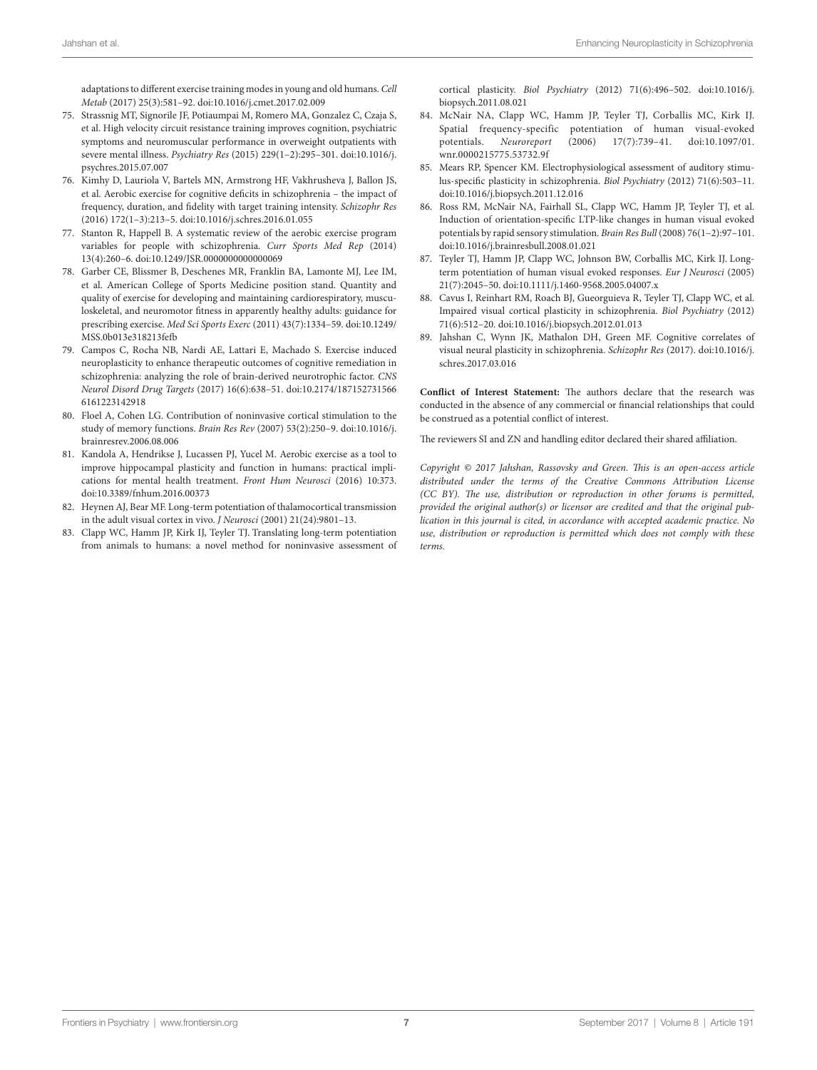adaptations to different exercise training modes in young and old humans. *Cell Metab* (2017) 25(3):581–92. doi:10.1016/j.cmet.2017.02.009

75. Strassnig MT, Signorile JF, Potiaumpai M, Romero MA, Gonzalez C, Czaja S, et al. High velocity circuit resistance training improves cognition, psychiatric symptoms and neuromuscular performance in overweight outpatients with severe mental illness. *Psychiatry Res* (2015) 229(1–2):295–301. doi:10.1016/j.psychres.2015.07.007
76. Kimhy D, Lauriola V, Bartels MN, Armstrong HF, Vakhrusheva J, Ballon JS, et al. Aerobic exercise for cognitive deficits in schizophrenia – the impact of frequency, duration, and fidelity with target training intensity. *Schizophr Res* (2016) 172(1–3):213–5. doi:10.1016/j.schres.2016.01.055
77. Stanton R, Happell B. A systematic review of the aerobic exercise program variables for people with schizophrenia. *Curr Sports Med Rep* (2014) 13(4):260–6. doi:10.1249/JSR.0000000000000069
78. Garber CE, Blissmer B, Deschenes MR, Franklin BA, Lamonte MJ, Lee IM, et al. American College of Sports Medicine position stand. Quantity and quality of exercise for developing and maintaining cardiorespiratory, musculoskeletal, and neuromotor fitness in apparently healthy adults: guidance for prescribing exercise. *Med Sci Sports Exerc* (2011) 43(7):1334–59. doi:10.1249/MSS.0b013e318213fefb
79. Campos C, Rocha NB, Nardi AE, Lattari E, Machado S. Exercise induced neuroplasticity to enhance therapeutic outcomes of cognitive remediation in schizophrenia: analyzing the role of brain-derived neurotrophic factor. *CNS Neurol Disord Drug Targets* (2017) 16(6):638–51. doi:10.2174/1871527315666161223142918
80. Floel A, Cohen LG. Contribution of noninvasive cortical stimulation to the study of memory functions. *Brain Res Rev* (2007) 53(2):250–9. doi:10.1016/j.brainresrev.2006.08.006
81. Kandola A, Hendrikse J, Lucassen PJ, Yucel M. Aerobic exercise as a tool to improve hippocampal plasticity and function in humans: practical implications for mental health treatment. *Front Hum Neurosci* (2016) 10:373. doi:10.3389/fnhum.2016.00373
82. Heynen AJ, Bear MF. Long-term potentiation of thalamocortical transmission in the adult visual cortex in vivo. *J Neurosci* (2001) 21(24):9801–13.
83. Clapp WC, Hamm JP, Kirk IJ, Teyler TJ. Translating long-term potentiation from animals to humans: a novel method for noninvasive assessment of cortical plasticity. *Biol Psychiatry* (2012) 71(6):496–502. doi:10.1016/j.biopsych.2011.08.021
84. McNair NA, Clapp WC, Hamm JP, Teyler TJ, Corballis MC, Kirk IJ. Spatial frequency-specific potentiation of human visual-evoked potentials. *Neuroreport* (2006) 17(7):739–41. doi:10.1097/01.wnr.0000215775.53732.9f
85. Mears RP, Spencer KM. Electrophysiological assessment of auditory stimulus-specific plasticity in schizophrenia. *Biol Psychiatry* (2012) 71(6):503–11. doi:10.1016/j.biopsych.2011.12.016
86. Ross RM, McNair NA, Fairhall SL, Clapp WC, Hamm JP, Teyler TJ, et al. Induction of orientation-specific LTP-like changes in human visual evoked potentials by rapid sensory stimulation. *Brain Res Bull* (2008) 76(1–2):97–101. doi:10.1016/j.brainresbull.2008.01.021
87. Teyler TJ, Hamm JP, Clapp WC, Johnson BW, Corballis MC, Kirk IJ. Long-term potentiation of human visual evoked responses. *Eur J Neurosci* (2005) 21(7):2045–50. doi:10.1111/j.1460-9568.2005.04007.x
88. Cavus I, Reinhart RM, Roach BJ, Gueorguieva R, Teyler TJ, Clapp WC, et al. Impaired visual cortical plasticity in schizophrenia. *Biol Psychiatry* (2012) 71(6):512–20. doi:10.1016/j.biopsych.2012.01.013
89. Jahshan C, Wynn JK, Mathalon DH, Green MF. Cognitive correlates of visual neural plasticity in schizophrenia. *Schizophr Res* (2017). doi:10.1016/j.schres.2017.03.016

**Conflict of Interest Statement:** The authors declare that the research was conducted in the absence of any commercial or financial relationships that could be construed as a potential conflict of interest.

The reviewers SI and ZN and handling editor declared their shared affiliation.

*Copyright © 2017 Jahshan, Rassovsky and Green. This is an open-access article distributed under the terms of the Creative Commons Attribution License (CC BY). The use, distribution or reproduction in other forums is permitted, provided the original author(s) or licensor are credited and that the original publication in this journal is cited, in accordance with accepted academic practice. No use, distribution or reproduction is permitted which does not comply with these terms.*